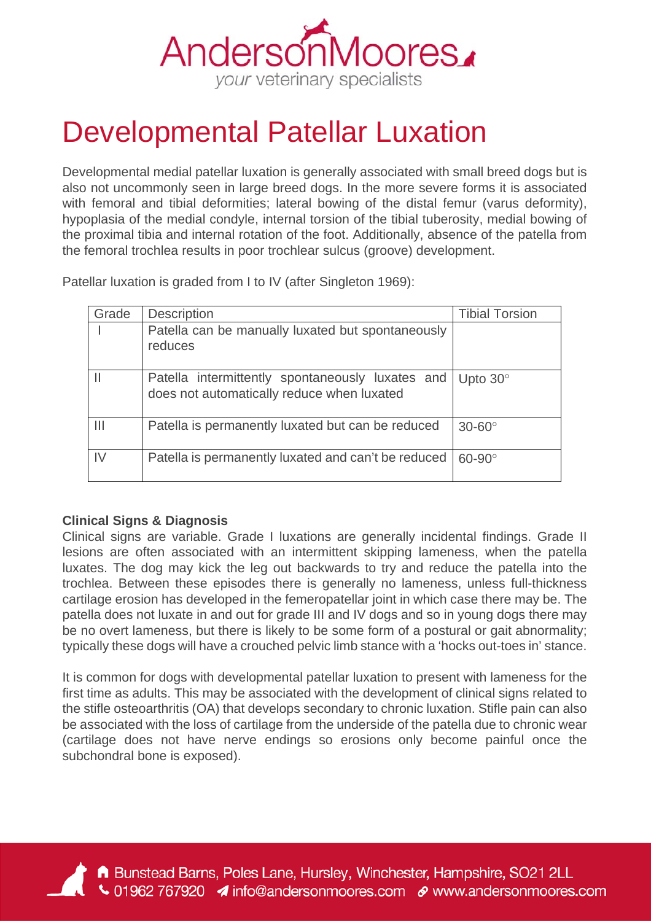# Developmental Patellar Luxation

Developmental medial patellar luxation is generally associated with small breed dogs but is also not uncommonly seen in large breed dogs. In the more severe forms it is associated with femoral and tibial deformities; lateral bowing of the distal femur (varus deformity), hypoplasia of the medial condyle, internal torsion of the tibial tuberosity, medial bowing of the proximal tibia and internal rotation of the foot. Additionally, absence of the patella from the femoral trochlea results in poor trochlear sulcus (groove) development.

Patellar luxation is graded from I to IV (after Singleton 1969):

| Grade | Description | Tibial Torsion |
|---|---|---|
| I | Patella can be manually luxated but spontaneously reduces | |
| II | Patella intermittently spontaneously luxates and does not automatically reduce when luxated | Upto 30° |
| III | Patella is permanently luxated but can be reduced | 30-60° |
| IV | Patella is permanently luxated and can't be reduced | 60-90° |

**Clinical Signs & Diagnosis**

Clinical signs are variable. Grade I luxations are generally incidental findings. Grade II lesions are often associated with an intermittent skipping lameness, when the patella luxates. The dog may kick the leg out backwards to try and reduce the patella into the trochlea. Between these episodes there is generally no lameness, unless full-thickness cartilage erosion has developed in the femeropatellar joint in which case there may be. The patella does not luxate in and out for grade III and IV dogs and so in young dogs there may be no overt lameness, but there is likely to be some form of a postural or gait abnormality; typically these dogs will have a crouched pelvic limb stance with a 'hocks out-toes in' stance.

It is common for dogs with developmental patellar luxation to present with lameness for the first time as adults. This may be associated with the development of clinical signs related to the stifle osteoarthritis (OA) that develops secondary to chronic luxation. Stifle pain can also be associated with the loss of cartilage from the underside of the patella due to chronic wear (cartilage does not have nerve endings so erosions only become painful once the subchondral bone is exposed).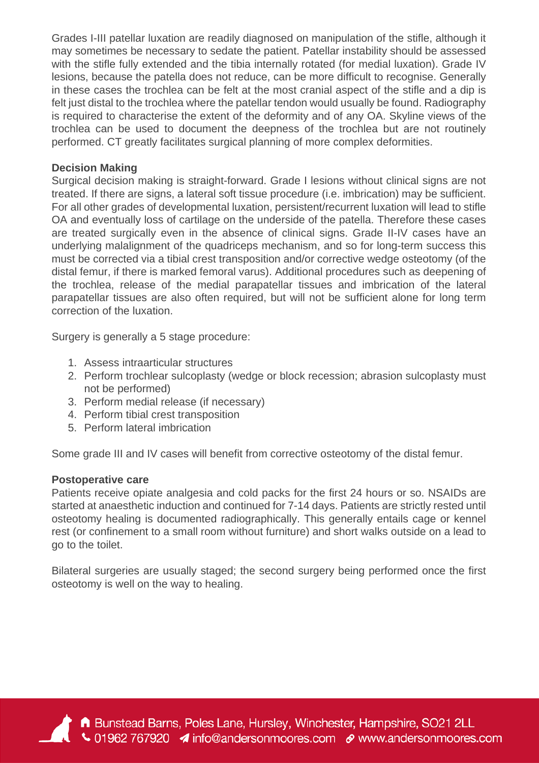Grades I-III patellar luxation are readily diagnosed on manipulation of the stifle, although it may sometimes be necessary to sedate the patient. Patellar instability should be assessed with the stifle fully extended and the tibia internally rotated (for medial luxation). Grade IV lesions, because the patella does not reduce, can be more difficult to recognise. Generally in these cases the trochlea can be felt at the most cranial aspect of the stifle and a dip is felt just distal to the trochlea where the patellar tendon would usually be found. Radiography is required to characterise the extent of the deformity and of any OA. Skyline views of the trochlea can be used to document the deepness of the trochlea but are not routinely performed. CT greatly facilitates surgical planning of more complex deformities.

**Decision Making**

Surgical decision making is straight-forward. Grade I lesions without clinical signs are not treated. If there are signs, a lateral soft tissue procedure (i.e. imbrication) may be sufficient. For all other grades of developmental luxation, persistent/recurrent luxation will lead to stifle OA and eventually loss of cartilage on the underside of the patella. Therefore these cases are treated surgically even in the absence of clinical signs. Grade II-IV cases have an underlying malalignment of the quadriceps mechanism, and so for long-term success this must be corrected via a tibial crest transposition and/or corrective wedge osteotomy (of the distal femur, if there is marked femoral varus). Additional procedures such as deepening of the trochlea, release of the medial parapatellar tissues and imbrication of the lateral parapatellar tissues are also often required, but will not be sufficient alone for long term correction of the luxation.

Surgery is generally a 5 stage procedure:

1. Assess intraarticular structures
2. Perform trochlear sulcoplasty (wedge or block recession; abrasion sulcoplasty must not be performed)
3. Perform medial release (if necessary)
4. Perform tibial crest transposition
5. Perform lateral imbrication

Some grade III and IV cases will benefit from corrective osteotomy of the distal femur.

**Postoperative care**

Patients receive opiate analgesia and cold packs for the first 24 hours or so. NSAIDs are started at anaesthetic induction and continued for 7-14 days. Patients are strictly rested until osteotomy healing is documented radiographically. This generally entails cage or kennel rest (or confinement to a small room without furniture) and short walks outside on a lead to go to the toilet.

Bilateral surgeries are usually staged; the second surgery being performed once the first osteotomy is well on the way to healing.